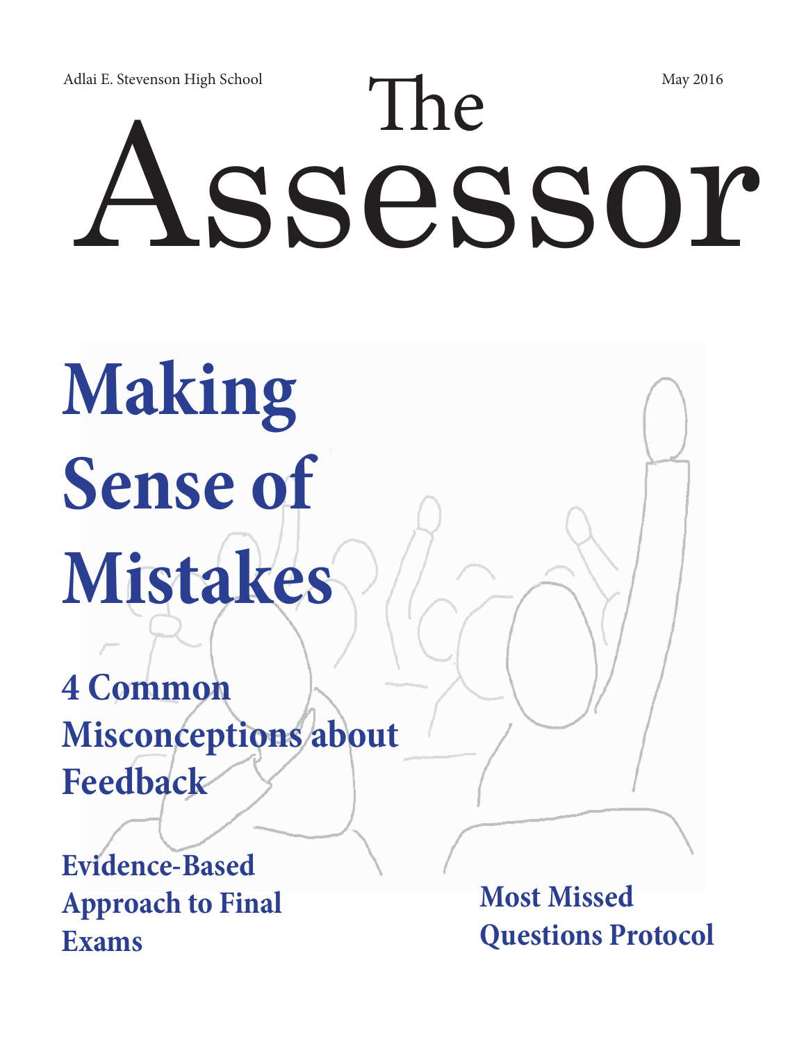Adlai E. Stevenson High School

May 2016

# The Assessor

## Making Sense of Mistakes

### 4 Common Misconceptions about Feedback

### Evidence-Based Approach to Final Exams

### Most Missed Questions Protocol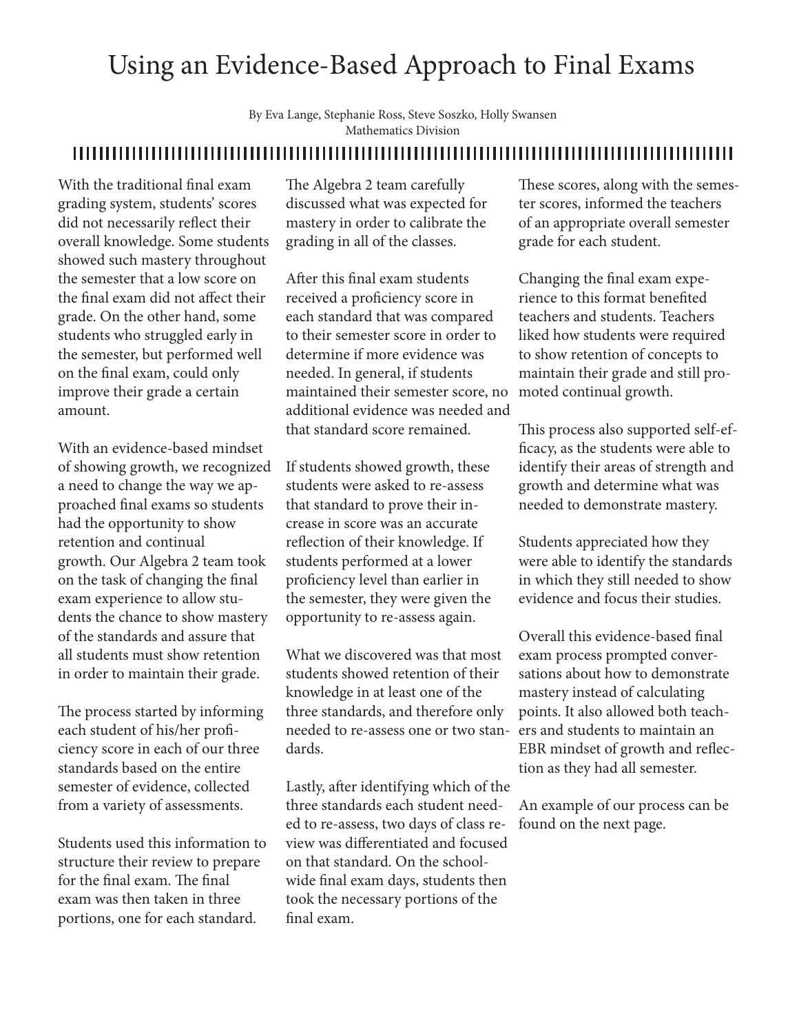# Using an Evidence-Based Approach to Final Exams

By Eva Lange, Stephanie Ross, Steve Soszko, Holly Swansen
Mathematics Division

With the traditional final exam grading system, students' scores did not necessarily reflect their overall knowledge. Some students showed such mastery throughout the semester that a low score on the final exam did not affect their grade. On the other hand, some students who struggled early in the semester, but performed well on the final exam, could only improve their grade a certain amount.

With an evidence-based mindset of showing growth, we recognized a need to change the way we approached final exams so students had the opportunity to show retention and continual growth. Our Algebra 2 team took on the task of changing the final exam experience to allow students the chance to show mastery of the standards and assure that all students must show retention in order to maintain their grade.

The process started by informing each student of his/her proficiency score in each of our three standards based on the entire semester of evidence, collected from a variety of assessments.

Students used this information to structure their review to prepare for the final exam. The final exam was then taken in three portions, one for each standard.

The Algebra 2 team carefully discussed what was expected for mastery in order to calibrate the grading in all of the classes.

After this final exam students received a proficiency score in each standard that was compared to their semester score in order to determine if more evidence was needed. In general, if students maintained their semester score, no additional evidence was needed and that standard score remained.

If students showed growth, these students were asked to re-assess that standard to prove their increase in score was an accurate reflection of their knowledge. If students performed at a lower proficiency level than earlier in the semester, they were given the opportunity to re-assess again.

What we discovered was that most students showed retention of their knowledge in at least one of the three standards, and therefore only needed to re-assess one or two standards.

Lastly, after identifying which of the three standards each student needed to re-assess, two days of class review was differentiated and focused on that standard. On the school-wide final exam days, students then took the necessary portions of the final exam.

These scores, along with the semester scores, informed the teachers of an appropriate overall semester grade for each student.

Changing the final exam experience to this format benefited teachers and students. Teachers liked how students were required to show retention of concepts to maintain their grade and still promoted continual growth.

This process also supported self-efficacy, as the students were able to identify their areas of strength and growth and determine what was needed to demonstrate mastery.

Students appreciated how they were able to identify the standards in which they still needed to show evidence and focus their studies.

Overall this evidence-based final exam process prompted conversations about how to demonstrate mastery instead of calculating points. It also allowed both teachers and students to maintain an EBR mindset of growth and reflection as they had all semester.

An example of our process can be found on the next page.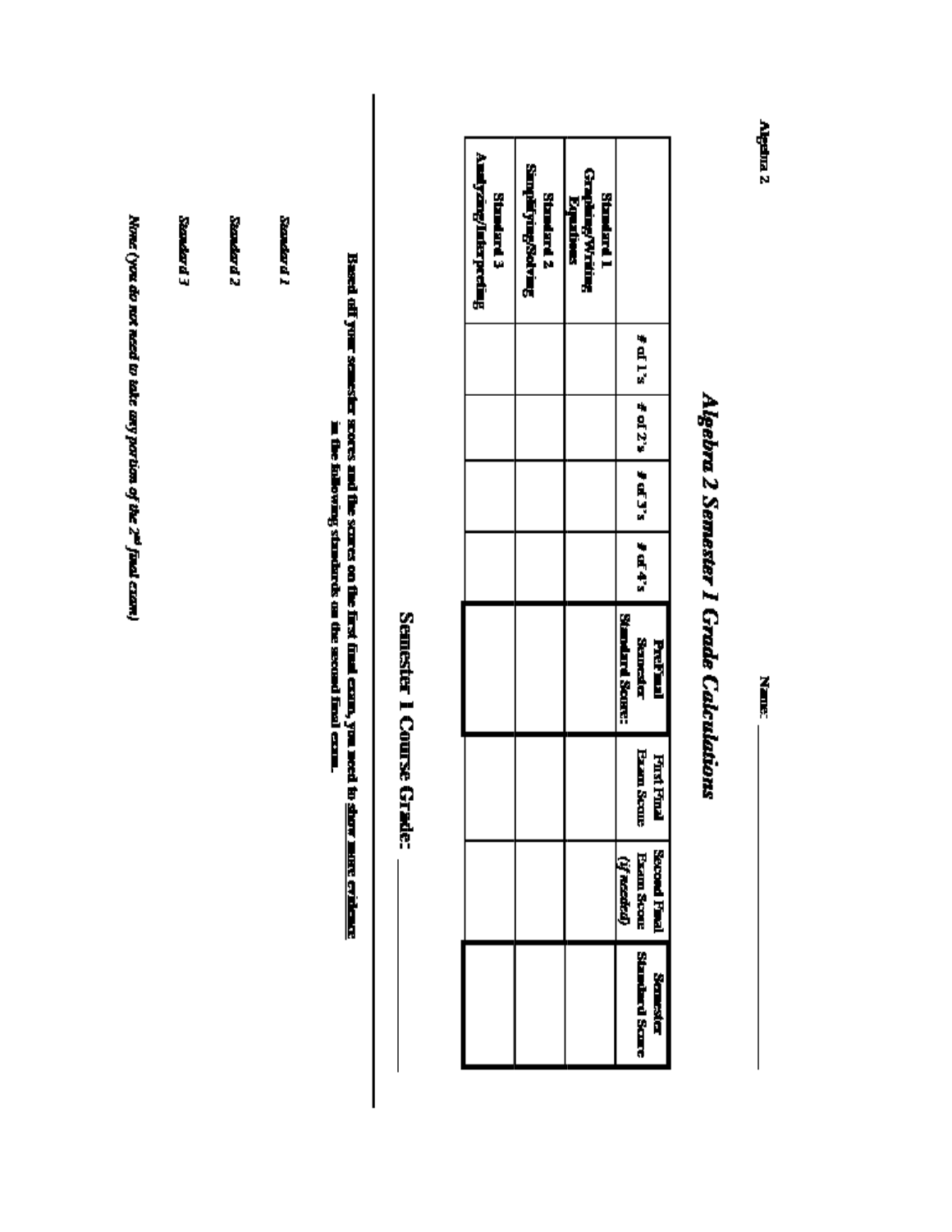Algebra 2 Name: ____________

# Algebra 2 Semester 1 Grade Calculations

| | # of 1's | # of 2's | # of 3's | # of 4's | Pre-Final Semester Standard Score: | First Final Exam Score | Second Final Exam Score *(if needed)* | Semester Standard Score |
|---|---|---|---|---|---|---|---|---|
| **Standard 1** Graphing/Writing Equations | | | | | | | | |
| **Standard 2** Simplifying/Solving | | | | | | | | |
| **Standard 3** Analyzing/Interpreting | | | | | | | | |

## Semester 1 Course Grade: ____________

**Based off your semester scores and the scores on the first final exam, you need to show more evidence in the following standards on the second final exam.**

*Standard 1*

*Standard 2*

*Standard 3*

*None (you do not need to take any portion of the 2nd final exam)*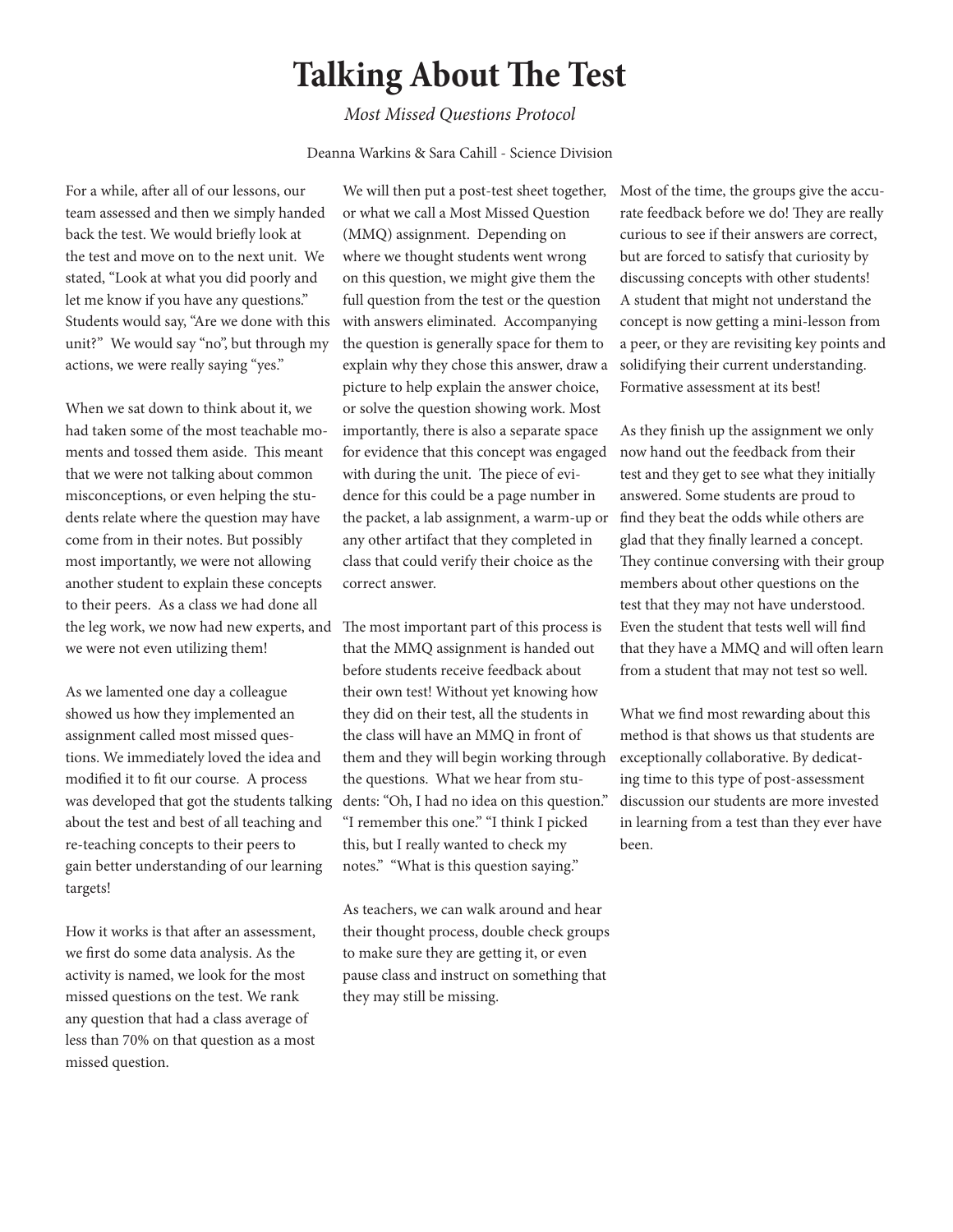# Talking About The Test

*Most Missed Questions Protocol*

Deanna Warkins & Sara Cahill - Science Division

For a while, after all of our lessons, our team assessed and then we simply handed back the test. We would briefly look at the test and move on to the next unit. We stated, "Look at what you did poorly and let me know if you have any questions." Students would say, "Are we done with this unit?" We would say "no", but through my actions, we were really saying "yes."

When we sat down to think about it, we had taken some of the most teachable moments and tossed them aside. This meant that we were not talking about common misconceptions, or even helping the students relate where the question may have come from in their notes. But possibly most importantly, we were not allowing another student to explain these concepts to their peers. As a class we had done all the leg work, we now had new experts, and we were not even utilizing them!

As we lamented one day a colleague showed us how they implemented an assignment called most missed questions. We immediately loved the idea and modified it to fit our course. A process was developed that got the students talking about the test and best of all teaching and re-teaching concepts to their peers to gain better understanding of our learning targets!

How it works is that after an assessment, we first do some data analysis. As the activity is named, we look for the most missed questions on the test. We rank any question that had a class average of less than 70% on that question as a most missed question.

We will then put a post-test sheet together, or what we call a Most Missed Question (MMQ) assignment. Depending on where we thought students went wrong on this question, we might give them the full question from the test or the question with answers eliminated. Accompanying the question is generally space for them to explain why they chose this answer, draw a picture to help explain the answer choice, or solve the question showing work. Most importantly, there is also a separate space for evidence that this concept was engaged with during the unit. The piece of evidence for this could be a page number in the packet, a lab assignment, a warm-up or any other artifact that they completed in class that could verify their choice as the correct answer.

The most important part of this process is that the MMQ assignment is handed out before students receive feedback about their own test! Without yet knowing how they did on their test, all the students in the class will have an MMQ in front of them and they will begin working through the questions. What we hear from students: "Oh, I had no idea on this question." "I remember this one." "I think I picked this, but I really wanted to check my notes." "What is this question saying."

As teachers, we can walk around and hear their thought process, double check groups to make sure they are getting it, or even pause class and instruct on something that they may still be missing.

Most of the time, the groups give the accurate feedback before we do! They are really curious to see if their answers are correct, but are forced to satisfy that curiosity by discussing concepts with other students! A student that might not understand the concept is now getting a mini-lesson from a peer, or they are revisiting key points and solidifying their current understanding. Formative assessment at its best!

As they finish up the assignment we only now hand out the feedback from their test and they get to see what they initially answered. Some students are proud to find they beat the odds while others are glad that they finally learned a concept. They continue conversing with their group members about other questions on the test that they may not have understood. Even the student that tests well will find that they have a MMQ and will often learn from a student that may not test so well.

What we find most rewarding about this method is that shows us that students are exceptionally collaborative. By dedicating time to this type of post-assessment discussion our students are more invested in learning from a test than they ever have been.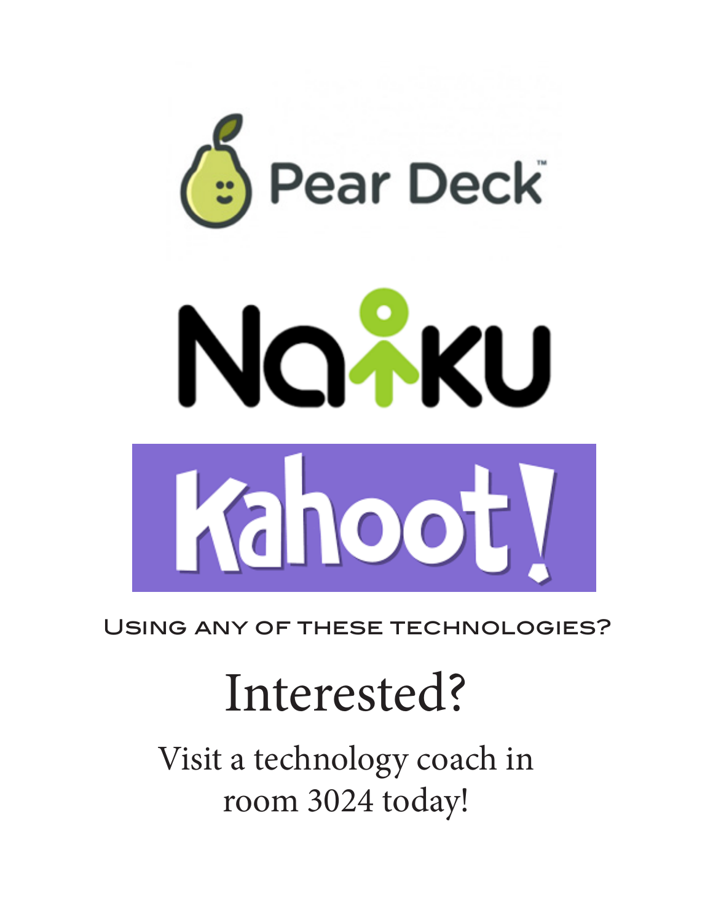Pear Deck

Naiku

Kahoot!

Using any of these technologies?

# Interested?

Visit a technology coach in room 3024 today!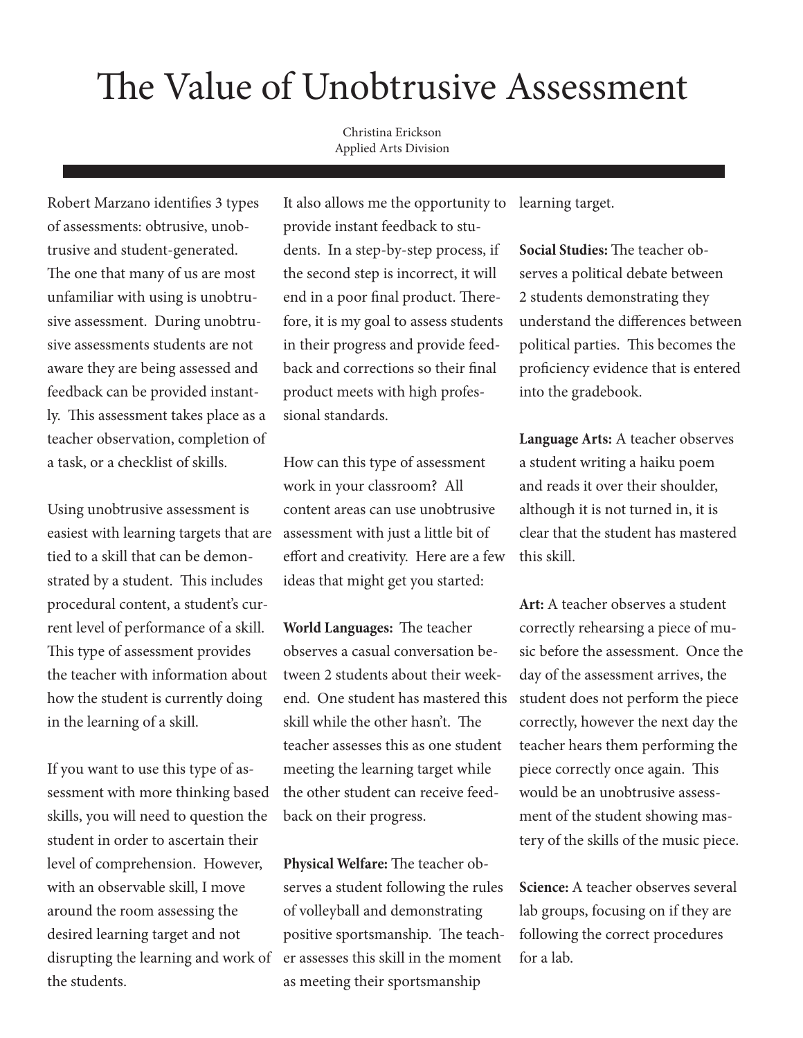# The Value of Unobtrusive Assessment

Christina Erickson
Applied Arts Division

Robert Marzano identifies 3 types of assessments: obtrusive, unobtrusive and student-generated. The one that many of us are most unfamiliar with using is unobtrusive assessment. During unobtrusive assessments students are not aware they are being assessed and feedback can be provided instantly. This assessment takes place as a teacher observation, completion of a task, or a checklist of skills.

Using unobtrusive assessment is easiest with learning targets that are tied to a skill that can be demonstrated by a student. This includes procedural content, a student's current level of performance of a skill. This type of assessment provides the teacher with information about how the student is currently doing in the learning of a skill.

If you want to use this type of assessment with more thinking based skills, you will need to question the student in order to ascertain their level of comprehension. However, with an observable skill, I move around the room assessing the desired learning target and not disrupting the learning and work of the students.

It also allows me the opportunity to provide instant feedback to students. In a step-by-step process, if the second step is incorrect, it will end in a poor final product. Therefore, it is my goal to assess students in their progress and provide feedback and corrections so their final product meets with high professional standards.

How can this type of assessment work in your classroom? All content areas can use unobtrusive assessment with just a little bit of effort and creativity. Here are a few ideas that might get you started:

**World Languages:** The teacher observes a casual conversation between 2 students about their weekend. One student has mastered this skill while the other hasn't. The teacher assesses this as one student meeting the learning target while the other student can receive feedback on their progress.

**Physical Welfare:** The teacher observes a student following the rules of volleyball and demonstrating positive sportsmanship. The teacher assesses this skill in the moment as meeting their sportsmanship learning target.

**Social Studies:** The teacher observes a political debate between 2 students demonstrating they understand the differences between political parties. This becomes the proficiency evidence that is entered into the gradebook.

**Language Arts:** A teacher observes a student writing a haiku poem and reads it over their shoulder, although it is not turned in, it is clear that the student has mastered this skill.

**Art:** A teacher observes a student correctly rehearsing a piece of music before the assessment. Once the day of the assessment arrives, the student does not perform the piece correctly, however the next day the teacher hears them performing the piece correctly once again. This would be an unobtrusive assessment of the student showing mastery of the skills of the music piece.

**Science:** A teacher observes several lab groups, focusing on if they are following the correct procedures for a lab.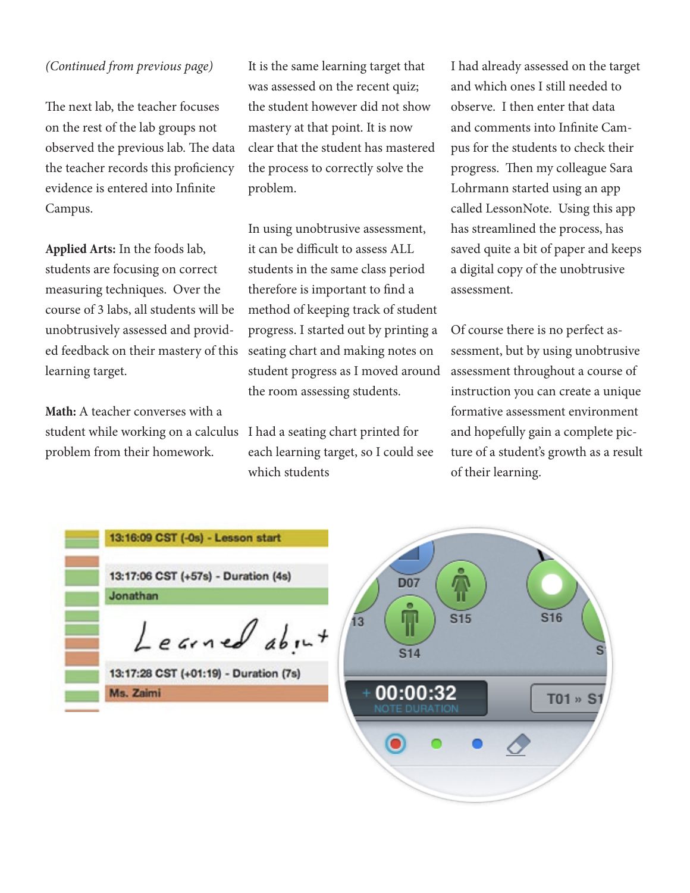*(Continued from previous page)*

The next lab, the teacher focuses on the rest of the lab groups not observed the previous lab. The data the teacher records this proficiency evidence is entered into Infinite Campus.

**Applied Arts:** In the foods lab, students are focusing on correct measuring techniques. Over the course of 3 labs, all students will be unobtrusively assessed and provided feedback on their mastery of this learning target.

**Math:** A teacher converses with a student while working on a calculus problem from their homework. It is the same learning target that was assessed on the recent quiz; the student however did not show mastery at that point. It is now clear that the student has mastered the process to correctly solve the problem.

In using unobtrusive assessment, it can be difficult to assess ALL students in the same class period therefore is important to find a method of keeping track of student progress. I started out by printing a seating chart and making notes on student progress as I moved around the room assessing students.

I had a seating chart printed for each learning target, so I could see which students I had already assessed on the target and which ones I still needed to observe. I then enter that data and comments into Infinite Campus for the students to check their progress. Then my colleague Sara Lohrmann started using an app called LessonNote. Using this app has streamlined the process, has saved quite a bit of paper and keeps a digital copy of the unobtrusive assessment.

Of course there is no perfect assessment, but by using unobtrusive assessment throughout a course of instruction you can create a unique formative assessment environment and hopefully gain a complete picture of a student's growth as a result of their learning.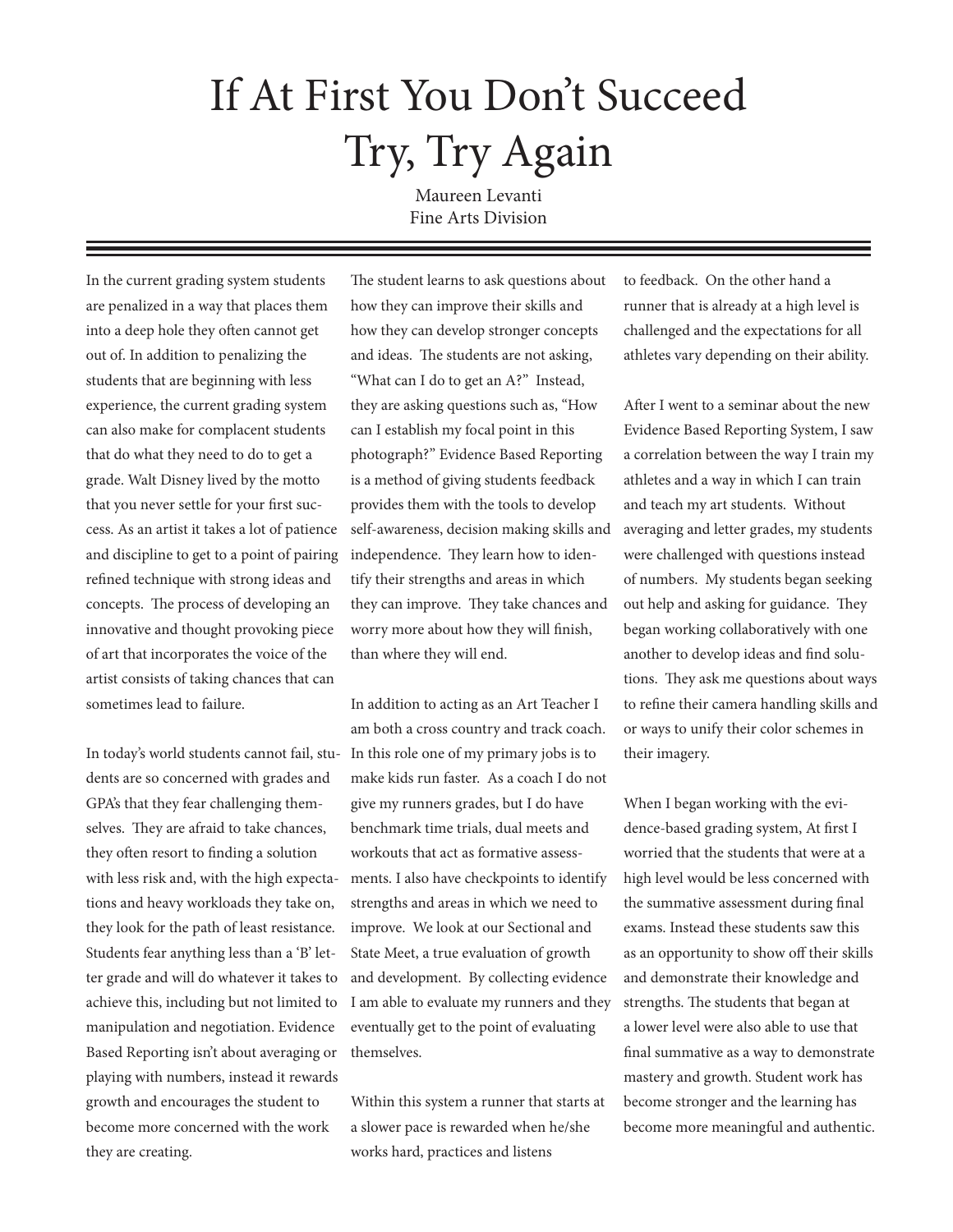# If At First You Don't Succeed Try, Try Again

Maureen Levanti
Fine Arts Division

In the current grading system students are penalized in a way that places them into a deep hole they often cannot get out of. In addition to penalizing the students that are beginning with less experience, the current grading system can also make for complacent students that do what they need to do to get a grade. Walt Disney lived by the motto that you never settle for your first success. As an artist it takes a lot of patience and discipline to get to a point of pairing refined technique with strong ideas and concepts. The process of developing an innovative and thought provoking piece of art that incorporates the voice of the artist consists of taking chances that can sometimes lead to failure.

In today's world students cannot fail, students are so concerned with grades and GPA's that they fear challenging themselves. They are afraid to take chances, they often resort to finding a solution with less risk and, with the high expectations and heavy workloads they take on, they look for the path of least resistance. Students fear anything less than a 'B' letter grade and will do whatever it takes to achieve this, including but not limited to manipulation and negotiation. Evidence Based Reporting isn't about averaging or playing with numbers, instead it rewards growth and encourages the student to become more concerned with the work they are creating.

The student learns to ask questions about how they can improve their skills and how they can develop stronger concepts and ideas. The students are not asking, "What can I do to get an A?" Instead, they are asking questions such as, "How can I establish my focal point in this photograph?" Evidence Based Reporting is a method of giving students feedback provides them with the tools to develop self-awareness, decision making skills and independence. They learn how to identify their strengths and areas in which they can improve. They take chances and worry more about how they will finish, than where they will end.

In addition to acting as an Art Teacher I am both a cross country and track coach. In this role one of my primary jobs is to make kids run faster. As a coach I do not give my runners grades, but I do have benchmark time trials, dual meets and workouts that act as formative assessments. I also have checkpoints to identify strengths and areas in which we need to improve. We look at our Sectional and State Meet, a true evaluation of growth and development. By collecting evidence I am able to evaluate my runners and they eventually get to the point of evaluating themselves.

Within this system a runner that starts at a slower pace is rewarded when he/she works hard, practices and listens to feedback. On the other hand a runner that is already at a high level is challenged and the expectations for all athletes vary depending on their ability.

After I went to a seminar about the new Evidence Based Reporting System, I saw a correlation between the way I train my athletes and a way in which I can train and teach my art students. Without averaging and letter grades, my students were challenged with questions instead of numbers. My students began seeking out help and asking for guidance. They began working collaboratively with one another to develop ideas and find solutions. They ask me questions about ways to refine their camera handling skills and or ways to unify their color schemes in their imagery.

When I began working with the evidence-based grading system, At first I worried that the students that were at a high level would be less concerned with the summative assessment during final exams. Instead these students saw this as an opportunity to show off their skills and demonstrate their knowledge and strengths. The students that began at a lower level were also able to use that final summative as a way to demonstrate mastery and growth. Student work has become stronger and the learning has become more meaningful and authentic.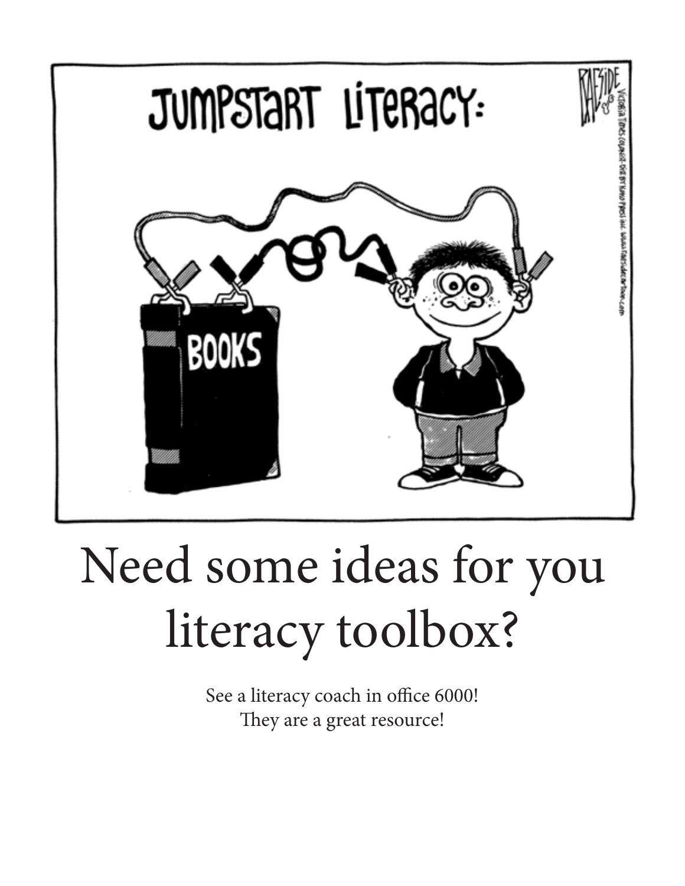# Need some ideas for you literacy toolbox?

See a literacy coach in office 6000!
They are a great resource!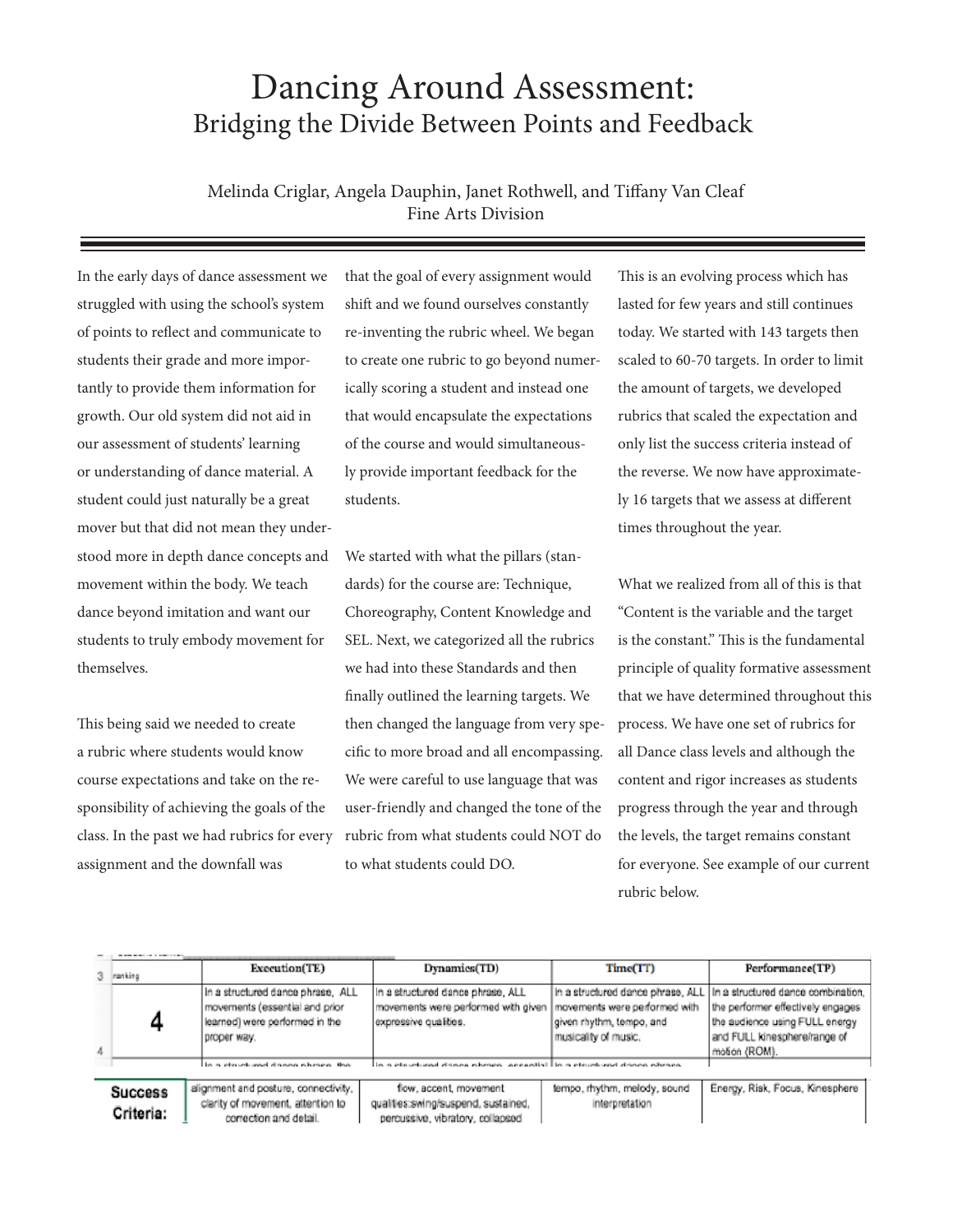# Dancing Around Assessment:
## Bridging the Divide Between Points and Feedback

Melinda Criglar, Angela Dauphin, Janet Rothwell, and Tiffany Van Cleaf
Fine Arts Division

In the early days of dance assessment we struggled with using the school's system of points to reflect and communicate to students their grade and more importantly to provide them information for growth. Our old system did not aid in our assessment of students' learning or understanding of dance material. A student could just naturally be a great mover but that did not mean they understood more in depth dance concepts and movement within the body. We teach dance beyond imitation and want our students to truly embody movement for themselves.

This being said we needed to create a rubric where students would know course expectations and take on the responsibility of achieving the goals of the class. In the past we had rubrics for every assignment and the downfall was that the goal of every assignment would shift and we found ourselves constantly re-inventing the rubric wheel. We began to create one rubric to go beyond numerically scoring a student and instead one that would encapsulate the expectations of the course and would simultaneously provide important feedback for the students.

We started with what the pillars (standards) for the course are: Technique, Choreography, Content Knowledge and SEL. Next, we categorized all the rubrics we had into these Standards and then finally outlined the learning targets. We then changed the language from very specific to more broad and all encompassing. We were careful to use language that was user-friendly and changed the tone of the rubric from what students could NOT do to what students could DO.

This is an evolving process which has lasted for few years and still continues today. We started with 143 targets then scaled to 60-70 targets. In order to limit the amount of targets, we developed rubrics that scaled the expectation and only list the success criteria instead of the reverse. We now have approximately 16 targets that we assess at different times throughout the year.

What we realized from all of this is that "Content is the variable and the target is the constant." This is the fundamental principle of quality formative assessment that we have determined throughout this process. We have one set of rubrics for all Dance class levels and although the content and rigor increases as students progress through the year and through the levels, the target remains constant for everyone. See example of our current rubric below.

| ranking | Execution(TE) | Dynamics(TD) | Time(TT) | Performance(TP) |
|---|---|---|---|---|
| 4 | In a structured dance phrase, ALL movements (essential and prior learned) were performed in the proper way. | In a structured dance phrase, ALL movements were performed with given expressive qualities. | In a structured dance phrase, ALL movements were performed with given rhythm, tempo, and musicality of music. | In a structured dance combination, the performer effectively engages the audience using FULL energy and FULL kinesphere/range of motion (ROM). |
| **Success Criteria:** | alignment and posture, connectivity, clarity of movement, attention to correction and detail. | flow, accent, movement qualities:swing/suspend, sustained, percussive, vibratory, collapsed | tempo, rhythm, melody, sound interpretation | Energy, Risk, Focus, Kinesphere |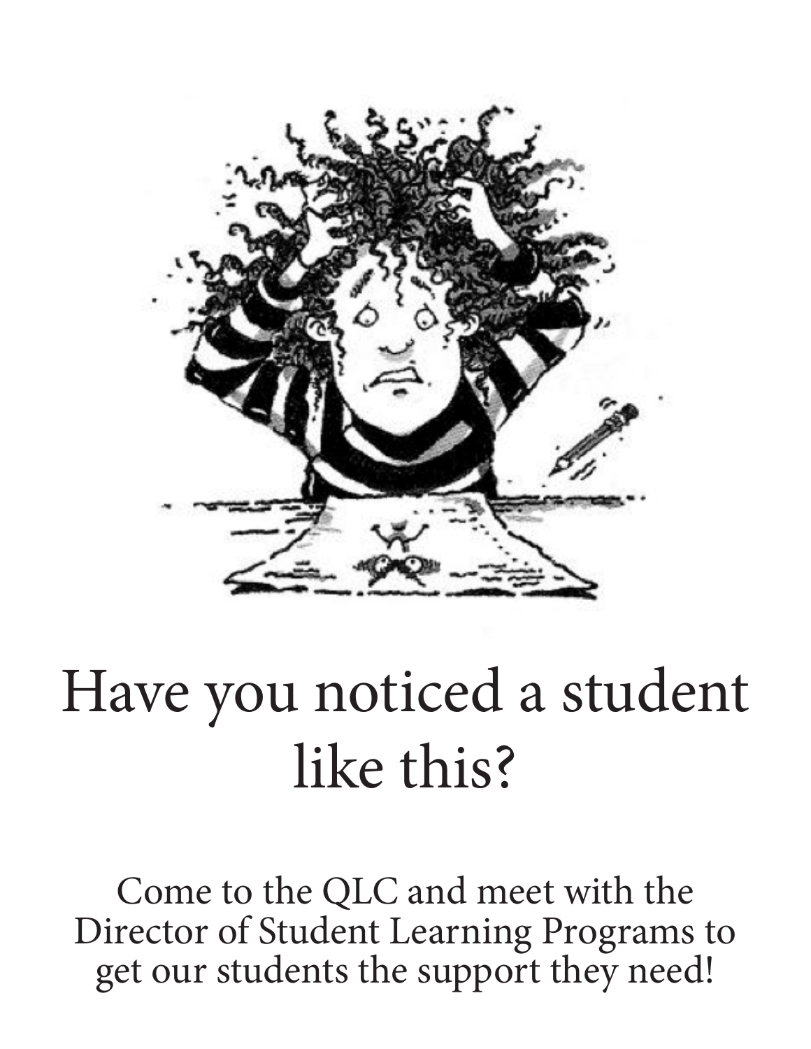# Have you noticed a student like this?

Come to the QLC and meet with the Director of Student Learning Programs to get our students the support they need!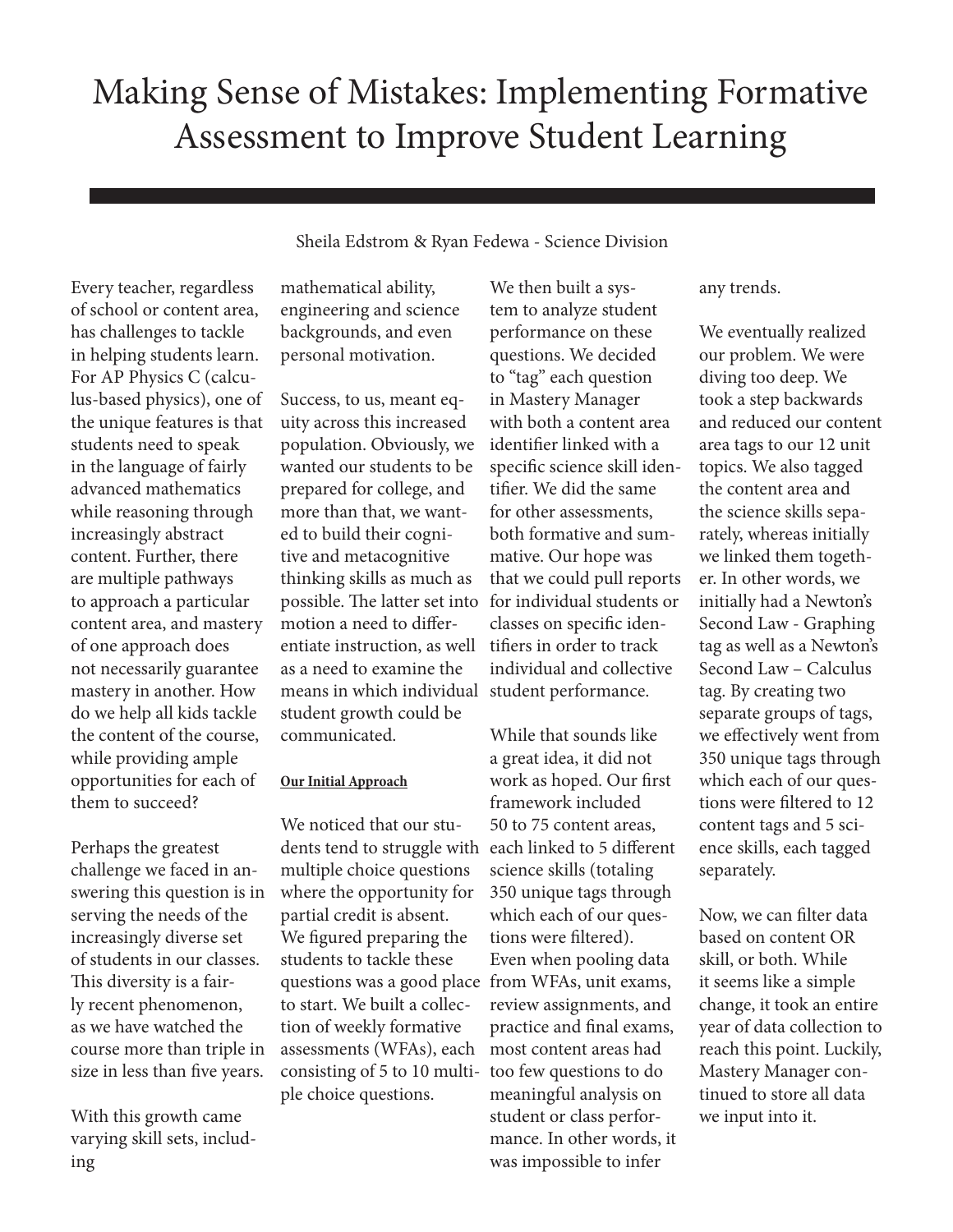# Making Sense of Mistakes: Implementing Formative Assessment to Improve Student Learning

Sheila Edstrom & Ryan Fedewa - Science Division

Every teacher, regardless of school or content area, has challenges to tackle in helping students learn. For AP Physics C (calculus-based physics), one of the unique features is that students need to speak in the language of fairly advanced mathematics while reasoning through increasingly abstract content. Further, there are multiple pathways to approach a particular content area, and mastery of one approach does not necessarily guarantee mastery in another. How do we help all kids tackle the content of the course, while providing ample opportunities for each of them to succeed?

Perhaps the greatest challenge we faced in answering this question is in serving the needs of the increasingly diverse set of students in our classes. This diversity is a fairly recent phenomenon, as we have watched the course more than triple in size in less than five years.

With this growth came varying skill sets, including mathematical ability, engineering and science backgrounds, and even personal motivation.

Success, to us, meant equity across this increased population. Obviously, we wanted our students to be prepared for college, and more than that, we wanted to build their cognitive and metacognitive thinking skills as much as possible. The latter set into motion a need to differentiate instruction, as well as a need to examine the means in which individual student growth could be communicated.

**Our Initial Approach**

We noticed that our students tend to struggle with multiple choice questions where the opportunity for partial credit is absent. We figured preparing the students to tackle these questions was a good place to start. We built a collection of weekly formative assessments (WFAs), each consisting of 5 to 10 multiple choice questions.

We then built a system to analyze student performance on these questions. We decided to "tag" each question in Mastery Manager with both a content area identifier linked with a specific science skill identifier. We did the same for other assessments, both formative and summative. Our hope was that we could pull reports for individual students or classes on specific identifiers in order to track individual and collective student performance.

While that sounds like a great idea, it did not work as hoped. Our first framework included 50 to 75 content areas, each linked to 5 different science skills (totaling 350 unique tags through which each of our questions were filtered). Even when pooling data from WFAs, unit exams, review assignments, and practice and final exams, most content areas had too few questions to do meaningful analysis on student or class performance. In other words, it was impossible to infer any trends.

We eventually realized our problem. We were diving too deep. We took a step backwards and reduced our content area tags to our 12 unit topics. We also tagged the content area and the science skills separately, whereas initially we linked them together. In other words, we initially had a Newton's Second Law - Graphing tag as well as a Newton's Second Law – Calculus tag. By creating two separate groups of tags, we effectively went from 350 unique tags through which each of our questions were filtered to 12 content tags and 5 science skills, each tagged separately.

Now, we can filter data based on content OR skill, or both. While it seems like a simple change, it took an entire year of data collection to reach this point. Luckily, Mastery Manager continued to store all data we input into it.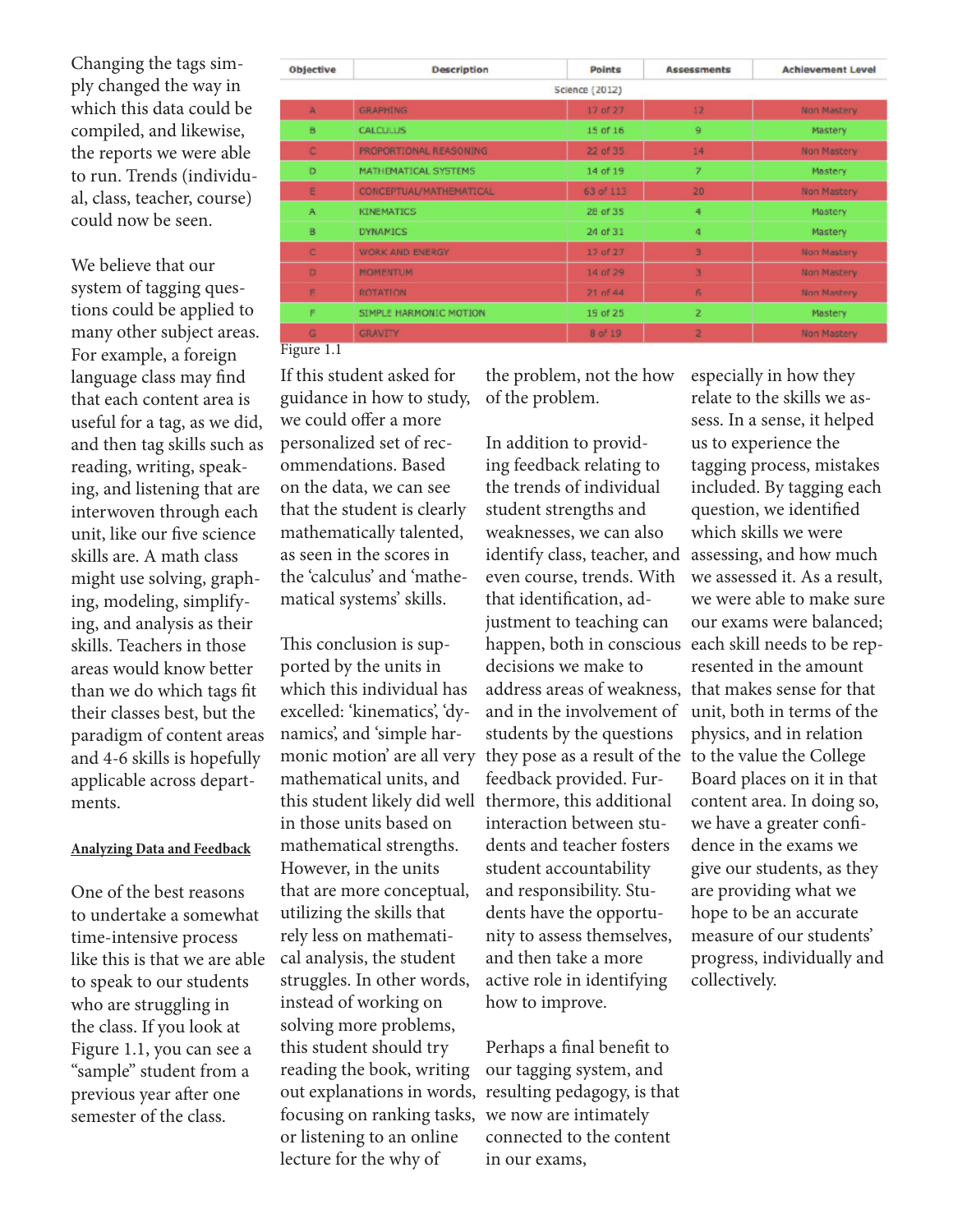Changing the tags simply changed the way in which this data could be compiled, and likewise, the reports we were able to run. Trends (individual, class, teacher, course) could now be seen.

We believe that our system of tagging questions could be applied to many other subject areas. For example, a foreign language class may find that each content area is useful for a tag, as we did, and then tag skills such as reading, writing, speaking, and listening that are interwoven through each unit, like our five science skills are. A math class might use solving, graphing, modeling, simplifying, and analysis as their skills. Teachers in those areas would know better than we do which tags fit their classes best, but the paradigm of content areas and 4-6 skills is hopefully applicable across departments.

**Analyzing Data and Feedback**

One of the best reasons to undertake a somewhat time-intensive process like this is that we are able to speak to our students who are struggling in the class. If you look at Figure 1.1, you can see a "sample" student from a previous year after one semester of the class.

| Objective | Description | Points | Assessments | Achievement Level |
|---|---|---|---|---|
| | Science (2012) | | | |
| A | GRAPHING | 17 of 27 | 12 | Non Mastery |
| B | CALCULUS | 15 of 16 | 9 | Mastery |
| C | PROPORTIONAL REASONING | 22 of 35 | 14 | Non Mastery |
| D | MATHEMATICAL SYSTEMS | 14 of 19 | 7 | Mastery |
| E | CONCEPTUAL/MATHEMATICAL | 63 of 113 | 20 | Non Mastery |
| A | KINEMATICS | 28 of 35 | 4 | Mastery |
| B | DYNAMICS | 24 of 31 | 4 | Mastery |
| C | WORK AND ENERGY | 17 of 27 | 3 | Non Mastery |
| D | MOMENTUM | 14 of 29 | 3 | Non Mastery |
| E | ROTATION | 21 of 44 | 6 | Non Mastery |
| F | SIMPLE HARMONIC MOTION | 15 of 25 | 2 | Mastery |
| G | GRAVITY | 8 of 19 | 2 | Non Mastery |

Figure 1.1

If this student asked for guidance in how to study, we could offer a more personalized set of recommendations. Based on the data, we can see that the student is clearly mathematically talented, as seen in the scores in the 'calculus' and 'mathematical systems' skills.

This conclusion is supported by the units in which this individual has excelled: 'kinematics', 'dynamics', and 'simple harmonic motion' are all very mathematical units, and this student likely did well in those units based on mathematical strengths. However, in the units that are more conceptual, utilizing the skills that rely less on mathematical analysis, the student struggles. In other words, instead of working on solving more problems, this student should try reading the book, writing out explanations in words, focusing on ranking tasks, or listening to an online lecture for the why of the problem, not the how of the problem.

In addition to providing feedback relating to the trends of individual student strengths and weaknesses, we can also identify class, teacher, and even course, trends. With that identification, adjustment to teaching can happen, both in conscious decisions we make to address areas of weakness, and in the involvement of students by the questions they pose as a result of the feedback provided. Furthermore, this additional interaction between students and teacher fosters student accountability and responsibility. Students have the opportunity to assess themselves, and then take a more active role in identifying how to improve.

Perhaps a final benefit to our tagging system, and resulting pedagogy, is that we now are intimately connected to the content in our exams, especially in how they relate to the skills we assess. In a sense, it helped us to experience the tagging process, mistakes included. By tagging each question, we identified which skills we were assessing, and how much we assessed it. As a result, we were able to make sure our exams were balanced; each skill needs to be represented in the amount that makes sense for that unit, both in terms of the physics, and in relation to the value the College Board places on it in that content area. In doing so, we have a greater confidence in the exams we give our students, as they are providing what we hope to be an accurate measure of our students' progress, individually and collectively.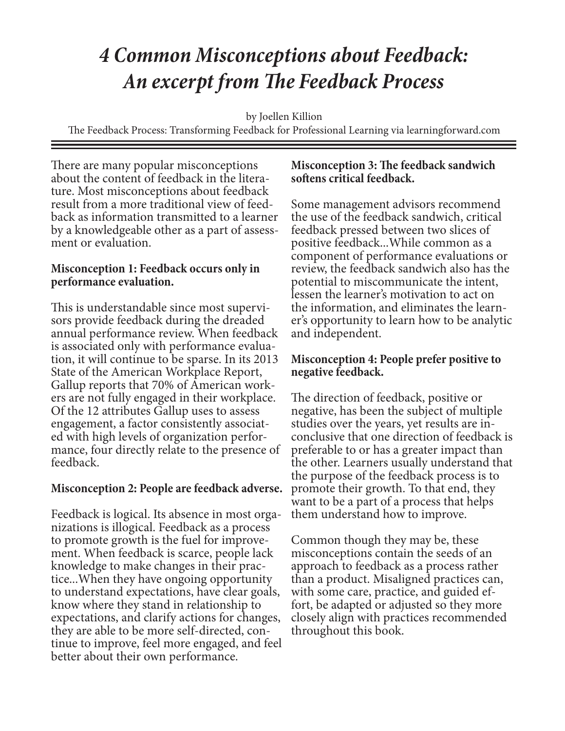# *4 Common Misconceptions about Feedback: An excerpt from The Feedback Process*

by Joellen Killion

The Feedback Process: Transforming Feedback for Professional Learning via learningforward.com

There are many popular misconceptions about the content of feedback in the literature. Most misconceptions about feedback result from a more traditional view of feedback as information transmitted to a learner by a knowledgeable other as a part of assessment or evaluation.

**Misconception 1: Feedback occurs only in performance evaluation.**

This is understandable since most supervisors provide feedback during the dreaded annual performance review. When feedback is associated only with performance evaluation, it will continue to be sparse. In its 2013 State of the American Workplace Report, Gallup reports that 70% of American workers are not fully engaged in their workplace. Of the 12 attributes Gallup uses to assess engagement, a factor consistently associated with high levels of organization performance, four directly relate to the presence of feedback.

**Misconception 2: People are feedback adverse.**

Feedback is logical. Its absence in most organizations is illogical. Feedback as a process to promote growth is the fuel for improvement. When feedback is scarce, people lack knowledge to make changes in their practice...When they have ongoing opportunity to understand expectations, have clear goals, know where they stand in relationship to expectations, and clarify actions for changes, they are able to be more self-directed, continue to improve, feel more engaged, and feel better about their own performance.

**Misconception 3: The feedback sandwich softens critical feedback.**

Some management advisors recommend the use of the feedback sandwich, critical feedback pressed between two slices of positive feedback...While common as a component of performance evaluations or review, the feedback sandwich also has the potential to miscommunicate the intent, lessen the learner's motivation to act on the information, and eliminates the learner's opportunity to learn how to be analytic and independent.

**Misconception 4: People prefer positive to negative feedback.**

The direction of feedback, positive or negative, has been the subject of multiple studies over the years, yet results are inconclusive that one direction of feedback is preferable to or has a greater impact than the other. Learners usually understand that the purpose of the feedback process is to promote their growth. To that end, they want to be a part of a process that helps them understand how to improve.

Common though they may be, these misconceptions contain the seeds of an approach to feedback as a process rather than a product. Misaligned practices can, with some care, practice, and guided effort, be adapted or adjusted so they more closely align with practices recommended throughout this book.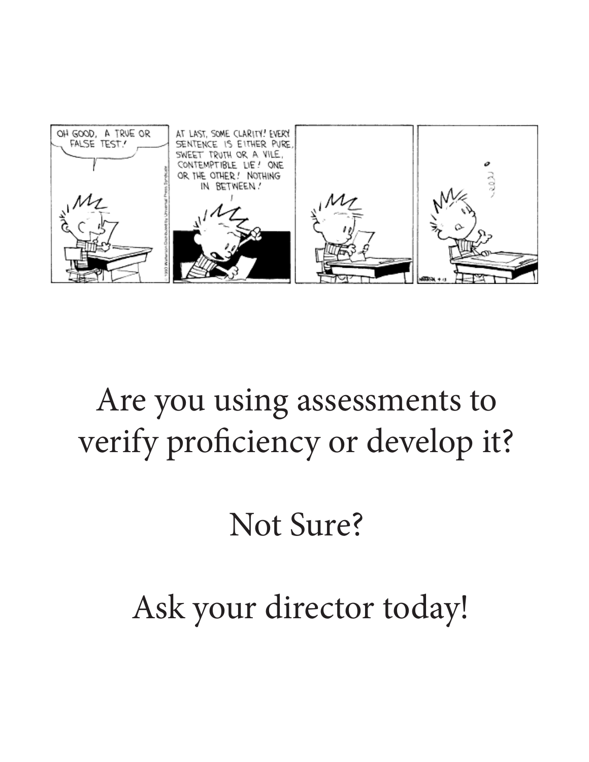Are you using assessments to verify proficiency or develop it?

Not Sure?

Ask your director today!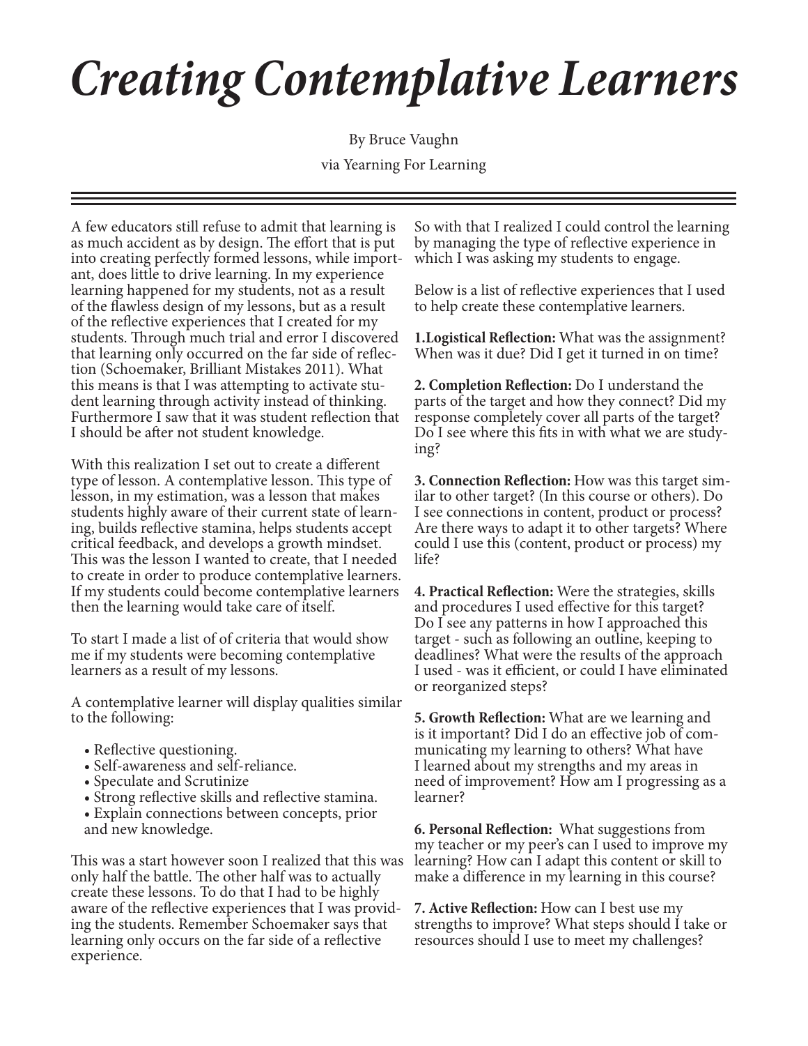# *Creating Contemplative Learners*

By Bruce Vaughn

via Yearning For Learning

A few educators still refuse to admit that learning is as much accident as by design. The effort that is put into creating perfectly formed lessons, while important, does little to drive learning. In my experience learning happened for my students, not as a result of the flawless design of my lessons, but as a result of the reflective experiences that I created for my students. Through much trial and error I discovered that learning only occurred on the far side of reflection (Schoemaker, Brilliant Mistakes 2011). What this means is that I was attempting to activate student learning through activity instead of thinking. Furthermore I saw that it was student reflection that I should be after not student knowledge.

With this realization I set out to create a different type of lesson. A contemplative lesson. This type of lesson, in my estimation, was a lesson that makes students highly aware of their current state of learning, builds reflective stamina, helps students accept critical feedback, and develops a growth mindset. This was the lesson I wanted to create, that I needed to create in order to produce contemplative learners. If my students could become contemplative learners then the learning would take care of itself.

To start I made a list of of criteria that would show me if my students were becoming contemplative learners as a result of my lessons.

A contemplative learner will display qualities similar to the following:

- Reflective questioning.
- Self-awareness and self-reliance.
- Speculate and Scrutinize
- Strong reflective skills and reflective stamina.
- Explain connections between concepts, prior and new knowledge.

This was a start however soon I realized that this was only half the battle. The other half was to actually create these lessons. To do that I had to be highly aware of the reflective experiences that I was providing the students. Remember Schoemaker says that learning only occurs on the far side of a reflective experience.

So with that I realized I could control the learning by managing the type of reflective experience in which I was asking my students to engage.

Below is a list of reflective experiences that I used to help create these contemplative learners.

**1.Logistical Reflection:** What was the assignment? When was it due? Did I get it turned in on time?

**2. Completion Reflection:** Do I understand the parts of the target and how they connect? Did my response completely cover all parts of the target? Do I see where this fits in with what we are studying?

**3. Connection Reflection:** How was this target similar to other target? (In this course or others). Do I see connections in content, product or process? Are there ways to adapt it to other targets? Where could I use this (content, product or process) my life?

**4. Practical Reflection:** Were the strategies, skills and procedures I used effective for this target? Do I see any patterns in how I approached this target - such as following an outline, keeping to deadlines? What were the results of the approach I used - was it efficient, or could I have eliminated or reorganized steps?

**5. Growth Reflection:** What are we learning and is it important? Did I do an effective job of communicating my learning to others? What have I learned about my strengths and my areas in need of improvement? How am I progressing as a learner?

**6. Personal Reflection:** What suggestions from my teacher or my peer's can I used to improve my learning? How can I adapt this content or skill to make a difference in my learning in this course?

**7. Active Reflection:** How can I best use my strengths to improve? What steps should I take or resources should I use to meet my challenges?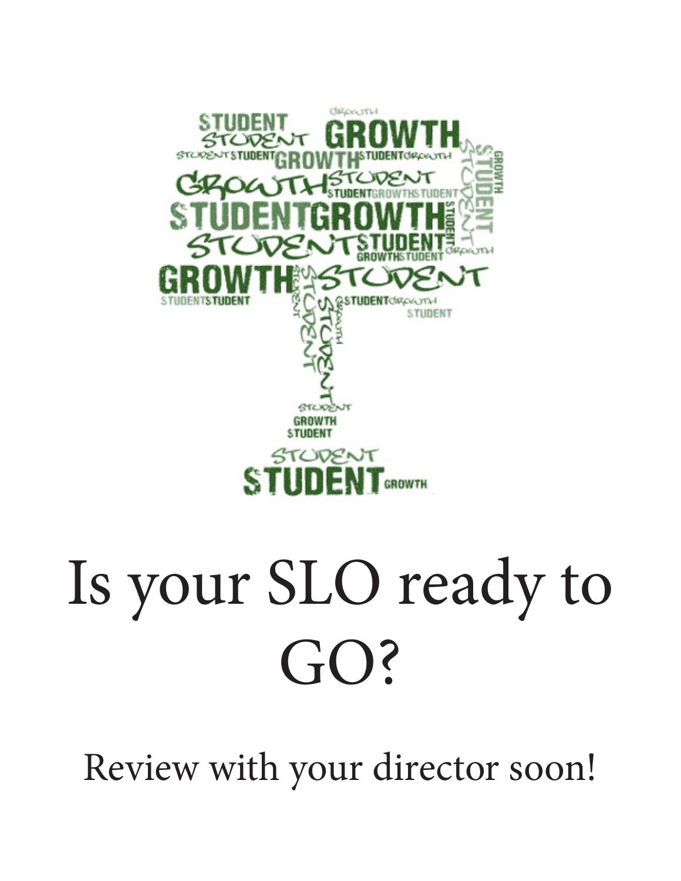# Is your SLO ready to GO?

Review with your director soon!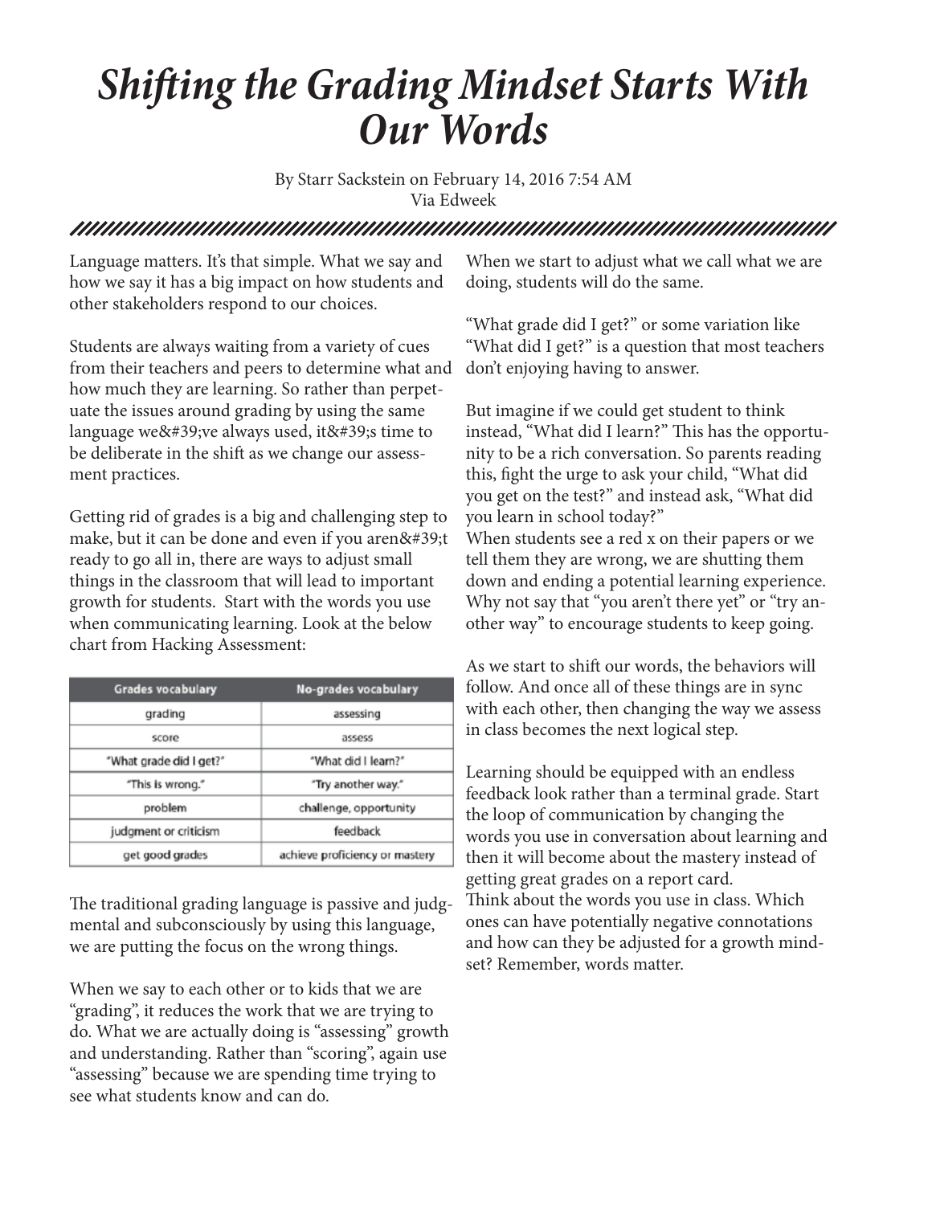# *Shifting the Grading Mindset Starts With Our Words*

By Starr Sackstein on February 14, 2016 7:54 AM
Via Edweek

Language matters. It's that simple. What we say and how we say it has a big impact on how students and other stakeholders respond to our choices.

Students are always waiting from a variety of cues from their teachers and peers to determine what and how much they are learning. So rather than perpetuate the issues around grading by using the same language we&#39;ve always used, it&#39;s time to be deliberate in the shift as we change our assessment practices.

Getting rid of grades is a big and challenging step to make, but it can be done and even if you aren&#39;t ready to go all in, there are ways to adjust small things in the classroom that will lead to important growth for students. Start with the words you use when communicating learning. Look at the below chart from Hacking Assessment:

| Grades vocabulary | No-grades vocabulary |
|---|---|
| grading | assessing |
| score | assess |
| "What grade did I get?" | "What did I learn?" |
| "This is wrong." | "Try another way." |
| problem | challenge, opportunity |
| judgment or criticism | feedback |
| get good grades | achieve proficiency or mastery |

The traditional grading language is passive and judgmental and subconsciously by using this language, we are putting the focus on the wrong things.

When we say to each other or to kids that we are "grading", it reduces the work that we are trying to do. What we are actually doing is "assessing" growth and understanding. Rather than "scoring", again use "assessing" because we are spending time trying to see what students know and can do.

When we start to adjust what we call what we are doing, students will do the same.

"What grade did I get?" or some variation like "What did I get?" is a question that most teachers don't enjoying having to answer.

But imagine if we could get student to think instead, "What did I learn?" This has the opportunity to be a rich conversation. So parents reading this, fight the urge to ask your child, "What did you get on the test?" and instead ask, "What did you learn in school today?"
When students see a red x on their papers or we tell them they are wrong, we are shutting them down and ending a potential learning experience. Why not say that "you aren't there yet" or "try another way" to encourage students to keep going.

As we start to shift our words, the behaviors will follow. And once all of these things are in sync with each other, then changing the way we assess in class becomes the next logical step.

Learning should be equipped with an endless feedback look rather than a terminal grade. Start the loop of communication by changing the words you use in conversation about learning and then it will become about the mastery instead of getting great grades on a report card.
Think about the words you use in class. Which ones can have potentially negative connotations and how can they be adjusted for a growth mindset? Remember, words matter.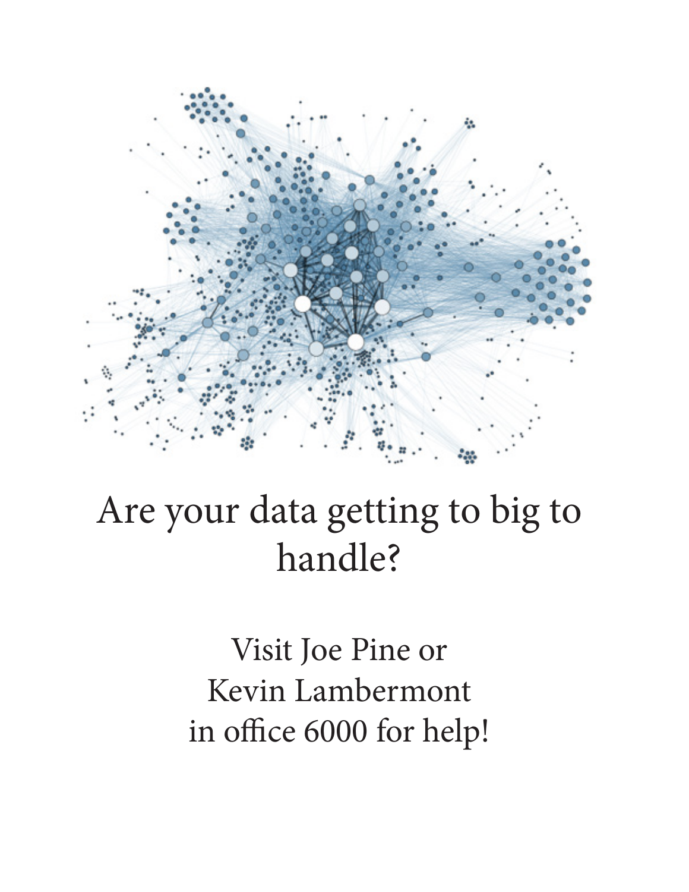Are your data getting to big to handle?

Visit Joe Pine or
Kevin Lambermont
in office 6000 for help!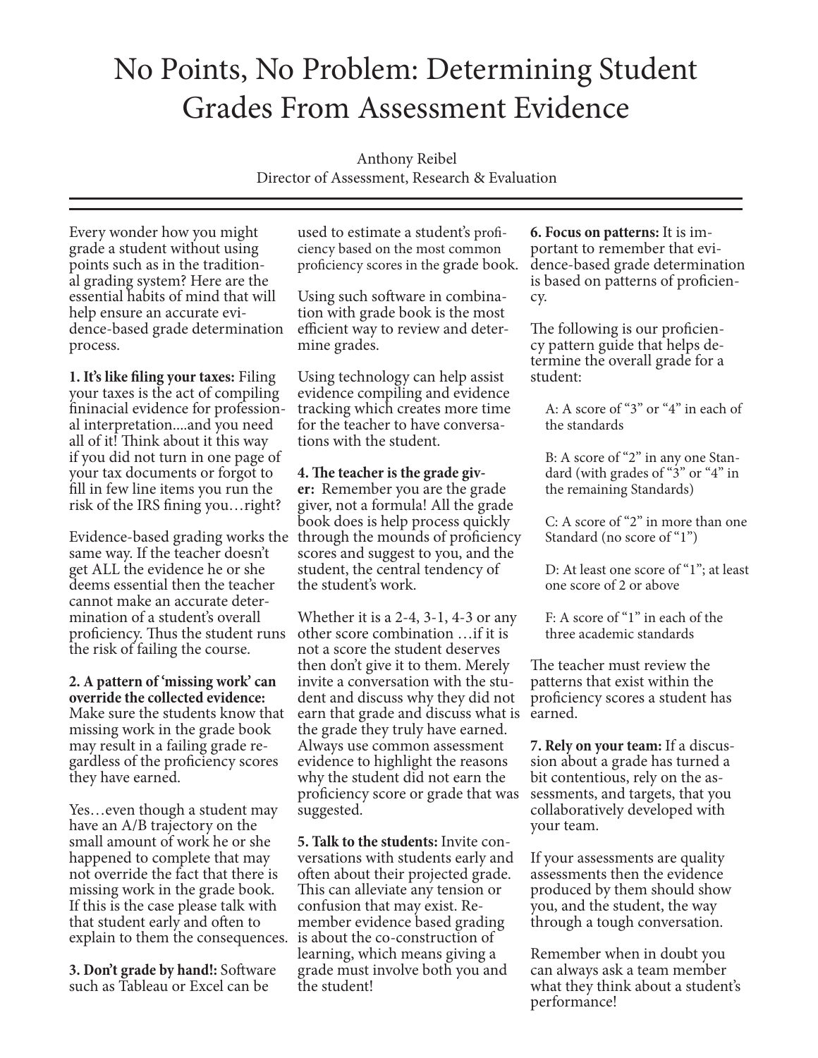# No Points, No Problem: Determining Student Grades From Assessment Evidence

Anthony Reibel
Director of Assessment, Research & Evaluation

---

Every wonder how you might grade a student without using points such as in the traditional grading system? Here are the essential habits of mind that will help ensure an accurate evidence-based grade determination process.

**1. It's like filing your taxes:** Filing your taxes is the act of compiling fininacial evidence for professional interpretation....and you need all of it! Think about it this way if you did not turn in one page of your tax documents or forgot to fill in few line items you run the risk of the IRS fining you…right?

Evidence-based grading works the same way. If the teacher doesn't get ALL the evidence he or she deems essential then the teacher cannot make an accurate determination of a student's overall proficiency. Thus the student runs the risk of failing the course.

**2. A pattern of 'missing work' can override the collected evidence:** Make sure the students know that missing work in the grade book may result in a failing grade regardless of the proficiency scores they have earned.

Yes…even though a student may have an A/B trajectory on the small amount of work he or she happened to complete that may not override the fact that there is missing work in the grade book. If this is the case please talk with that student early and often to explain to them the consequences.

**3. Don't grade by hand!:** Software such as Tableau or Excel can be used to estimate a student's proficiency based on the most common proficiency scores in the grade book.

Using such software in combination with grade book is the most efficient way to review and determine grades.

Using technology can help assist evidence compiling and evidence tracking which creates more time for the teacher to have conversations with the student.

**4. The teacher is the grade giver:** Remember you are the grade giver, not a formula! All the grade book does is help process quickly through the mounds of proficiency scores and suggest to you, and the student, the central tendency of the student's work.

Whether it is a 2-4, 3-1, 4-3 or any other score combination …if it is not a score the student deserves then don't give it to them. Merely invite a conversation with the student and discuss why they did not earn that grade and discuss what is the grade they truly have earned. Always use common assessment evidence to highlight the reasons why the student did not earn the proficiency score or grade that was suggested.

**5. Talk to the students:** Invite conversations with students early and often about their projected grade. This can alleviate any tension or confusion that may exist. Remember evidence based grading is about the co-construction of learning, which means giving a grade must involve both you and the student!

**6. Focus on patterns:** It is important to remember that evidence-based grade determination is based on patterns of proficiency.

The following is our proficiency pattern guide that helps determine the overall grade for a student:

A: A score of "3" or "4" in each of the standards

B: A score of "2" in any one Standard (with grades of "3" or "4" in the remaining Standards)

C: A score of "2" in more than one Standard (no score of "1")

D: At least one score of "1"; at least one score of 2 or above

F: A score of "1" in each of the three academic standards

The teacher must review the patterns that exist within the proficiency scores a student has earned.

**7. Rely on your team:** If a discussion about a grade has turned a bit contentious, rely on the assessments, and targets, that you collaboratively developed with your team.

If your assessments are quality assessments then the evidence produced by them should show you, and the student, the way through a tough conversation.

Remember when in doubt you can always ask a team member what they think about a student's performance!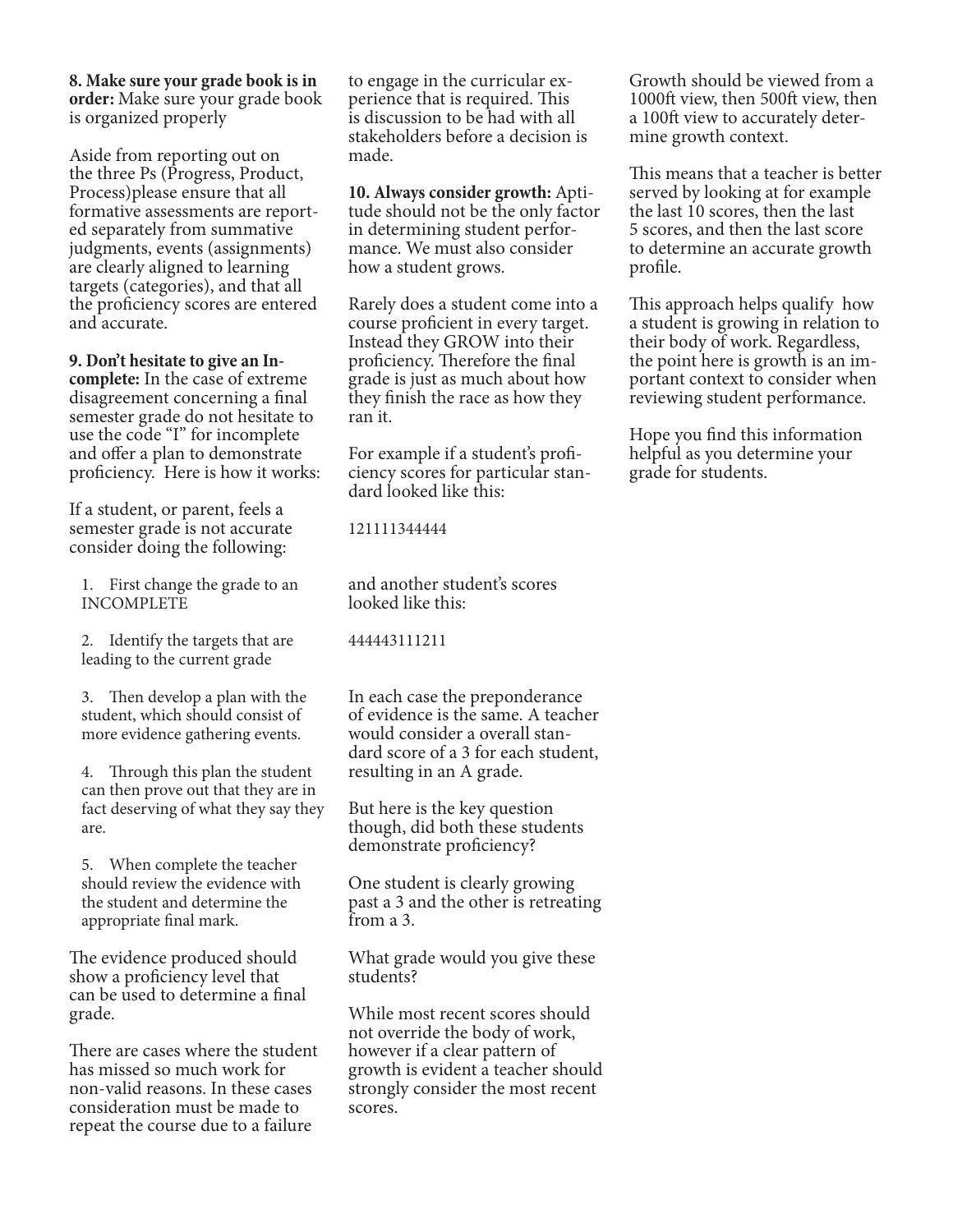**8. Make sure your grade book is in order:** Make sure your grade book is organized properly

Aside from reporting out on the three Ps (Progress, Product, Process)please ensure that all formative assessments are reported separately from summative judgments, events (assignments) are clearly aligned to learning targets (categories), and that all the proficiency scores are entered and accurate.

**9. Don't hesitate to give an Incomplete:** In the case of extreme disagreement concerning a final semester grade do not hesitate to use the code "I" for incomplete and offer a plan to demonstrate proficiency. Here is how it works:

If a student, or parent, feels a semester grade is not accurate consider doing the following:

1. First change the grade to an INCOMPLETE
2. Identify the targets that are leading to the current grade
3. Then develop a plan with the student, which should consist of more evidence gathering events.
4. Through this plan the student can then prove out that they are in fact deserving of what they say they are.
5. When complete the teacher should review the evidence with the student and determine the appropriate final mark.

The evidence produced should show a proficiency level that can be used to determine a final grade.

There are cases where the student has missed so much work for non-valid reasons. In these cases consideration must be made to repeat the course due to a failure to engage in the curricular experience that is required. This is discussion to be had with all stakeholders before a decision is made.

**10. Always consider growth:** Aptitude should not be the only factor in determining student performance. We must also consider how a student grows.

Rarely does a student come into a course proficient in every target. Instead they GROW into their proficiency. Therefore the final grade is just as much about how they finish the race as how they ran it.

For example if a student's proficiency scores for particular standard looked like this:

121111344444

and another student's scores looked like this:

444443111211

In each case the preponderance of evidence is the same. A teacher would consider a overall standard score of a 3 for each student, resulting in an A grade.

But here is the key question though, did both these students demonstrate proficiency?

One student is clearly growing past a 3 and the other is retreating from a 3.

What grade would you give these students?

While most recent scores should not override the body of work, however if a clear pattern of growth is evident a teacher should strongly consider the most recent scores.

Growth should be viewed from a 1000ft view, then 500ft view, then a 100ft view to accurately determine growth context.

This means that a teacher is better served by looking at for example the last 10 scores, then the last 5 scores, and then the last score to determine an accurate growth profile.

This approach helps qualify how a student is growing in relation to their body of work. Regardless, the point here is growth is an important context to consider when reviewing student performance.

Hope you find this information helpful as you determine your grade for students.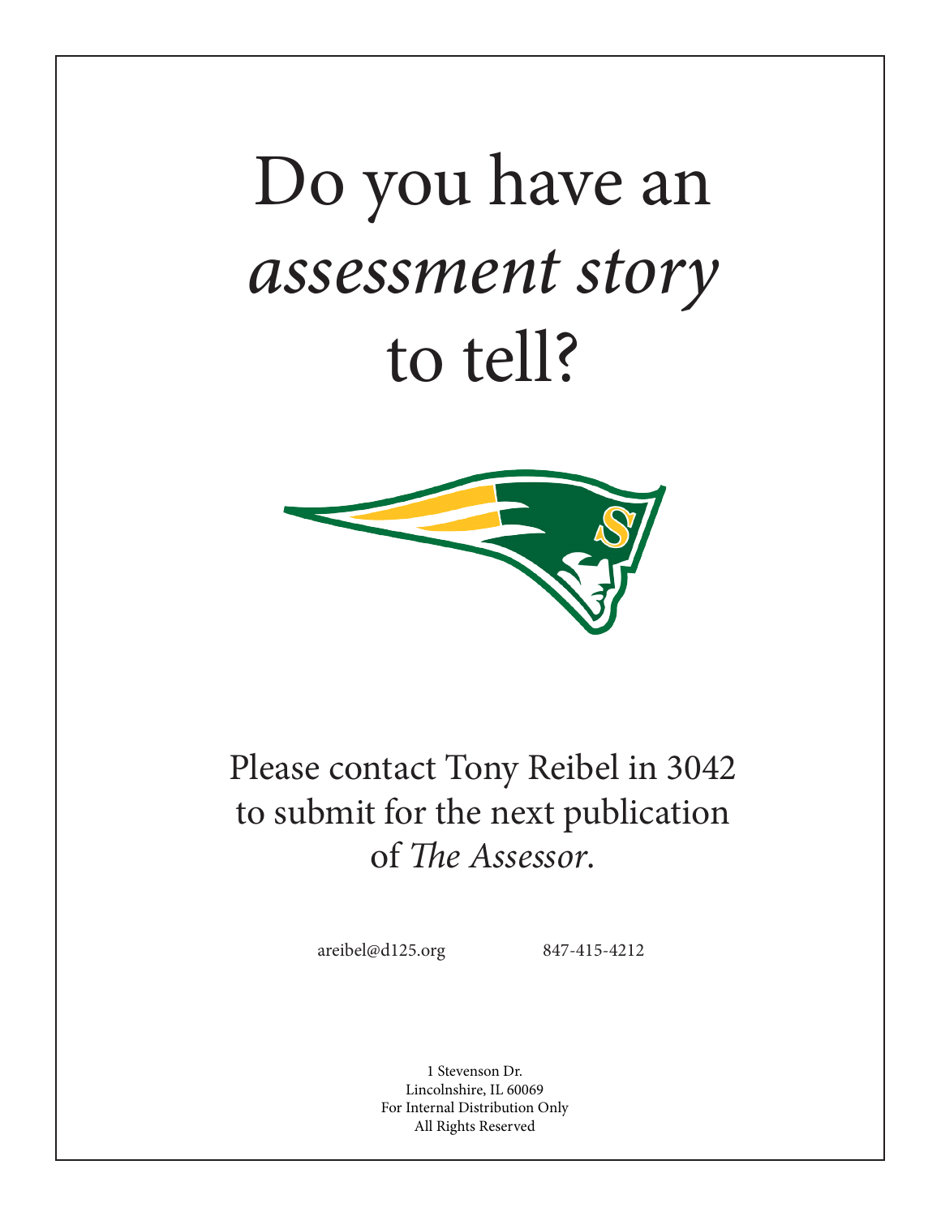# Do you have an *assessment story* to tell?

Please contact Tony Reibel in 3042 to submit for the next publication of *The Assessor*.

areibel@d125.org 847-415-4212

1 Stevenson Dr.
Lincolnshire, IL 60069
For Internal Distribution Only
All Rights Reserved